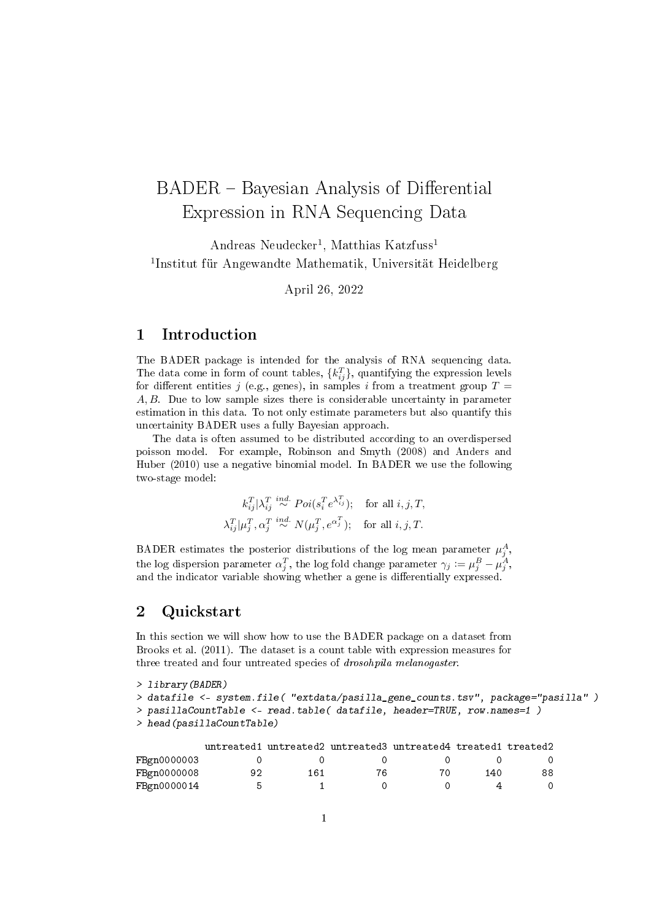# BADER – Bayesian Analysis of Differential Expression in RNA Sequencing Data

Andreas Neudecker[1], Matthias Katzfuss[1]

[1]Institut für Angewandte Mathematik, Universität Heidelberg

April 26, 2022

## 1 Introduction

The BADER package is intended for the analysis of RNA sequencing data. The data come in form of count tables, $\{k_{ij}^T\}$, quantifying the expression levels for different entities $j$ (e.g., genes), in samples $i$ from a treatment group $T = A, B$. Due to low sample sizes there is considerable uncertainty in parameter estimation in this data. To not only estimate parameters but also quantify this uncertainity BADER uses a fully Bayesian approach.

The data is often assumed to be distributed according to an overdispersed poisson model. For example, Robinson and Smyth (2008) and Anders and Huber (2010) use a negative binomial model. In BADER we use the following two-stage model:

$$k_{ij}^T | \lambda_{ij}^T \overset{ind.}{\sim} Poi(s_i^T e^{\lambda_{ij}^T}); \quad \text{for all } i, j, T,$$

$$\lambda_{ij}^T | \mu_j^T, \alpha_j^T \overset{ind.}{\sim} N(\mu_j^T, e^{\alpha_j^T}); \quad \text{for all } i, j, T.$$

BADER estimates the posterior distributions of the log mean parameter $\mu_j^A$, the log dispersion parameter $\alpha_j^T$, the log fold change parameter $\gamma_j := \mu_j^B - \mu_j^A$, and the indicator variable showing whether a gene is differentially expressed.

## 2 Quickstart

In this section we will show how to use the BADER package on a dataset from Brooks et al. (2011). The dataset is a count table with expression measures for three treated and four untreated species of *drosohpila melanogaster*.

```
> library(BADER)
> datafile <- system.file( "extdata/pasilla_gene_counts.tsv", package="pasilla" )
> pasillaCountTable <- read.table( datafile, header=TRUE, row.names=1 )
> head(pasillaCountTable)

            untreated1 untreated2 untreated3 untreated4 treated1 treated2
FBgn0000003          0          0          0          0        0        0
FBgn0000008         92        161         76         70      140       88
FBgn0000014          5          1          0          0        4        0
```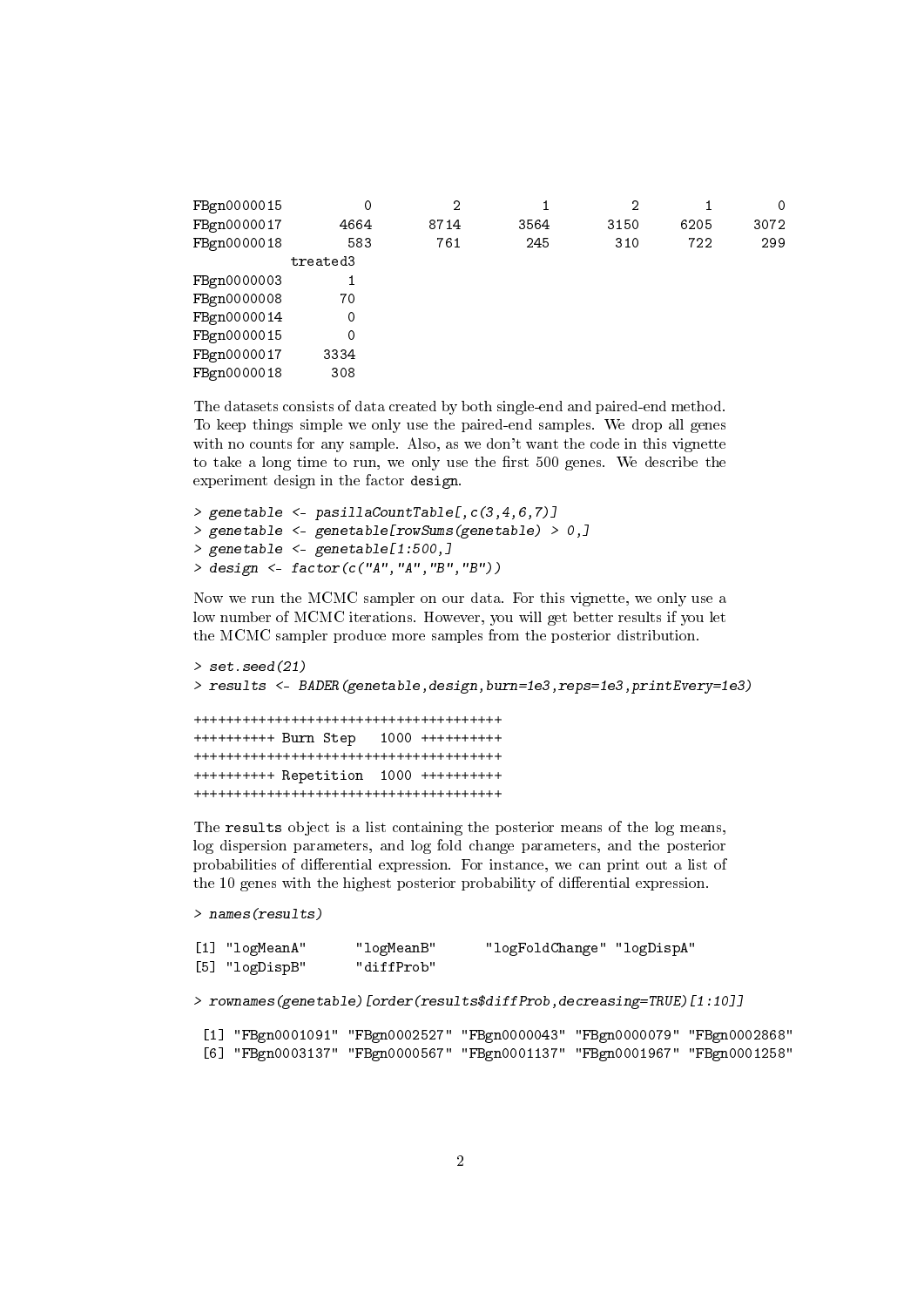```
FBgn0000015         0         2         1         2         1         0
FBgn0000017      4664      8714      3564      3150      6205      3072
FBgn0000018       583       761       245       310       722       299
            treated3
FBgn0000003        1
FBgn0000008       70
FBgn0000014        0
FBgn0000015        0
FBgn0000017     3334
FBgn0000018      308
```

The datasets consists of data created by both single-end and paired-end method. To keep things simple we only use the paired-end samples. We drop all genes with no counts for any sample. Also, as we don't want the code in this vignette to take a long time to run, we only use the first 500 genes. We describe the experiment design in the factor `design`.

```
> genetable <- pasillaCountTable[,c(3,4,6,7)]
> genetable <- genetable[rowSums(genetable) > 0,]
> genetable <- genetable[1:500,]
> design <- factor(c("A","A","B","B"))
```

Now we run the MCMC sampler on our data. For this vignette, we only use a low number of MCMC iterations. However, you will get better results if you let the MCMC sampler produce more samples from the posterior distribution.

```
> set.seed(21)
> results <- BADER(genetable,design,burn=1e3,reps=1e3,printEvery=1e3)

++++++++++++++++++++++++++++++++++++++
++++++++++ Burn Step   1000 ++++++++++
++++++++++++++++++++++++++++++++++++++
++++++++++ Repetition  1000 ++++++++++
++++++++++++++++++++++++++++++++++++++
```

The `results` object is a list containing the posterior means of the log means, log dispersion parameters, and log fold change parameters, and the posterior probabilities of differential expression. For instance, we can print out a list of the 10 genes with the highest posterior probability of differential expression.

```
> names(results)

[1] "logMeanA"      "logMeanB"      "logFoldChange" "logDispA"
[5] "logDispB"      "diffProb"

> rownames(genetable)[order(results$diffProb,decreasing=TRUE)[1:10]]

 [1] "FBgn0001091" "FBgn0002527" "FBgn0000043" "FBgn0000079" "FBgn0002868"
 [6] "FBgn0003137" "FBgn0000567" "FBgn0001137" "FBgn0001967" "FBgn0001258"
```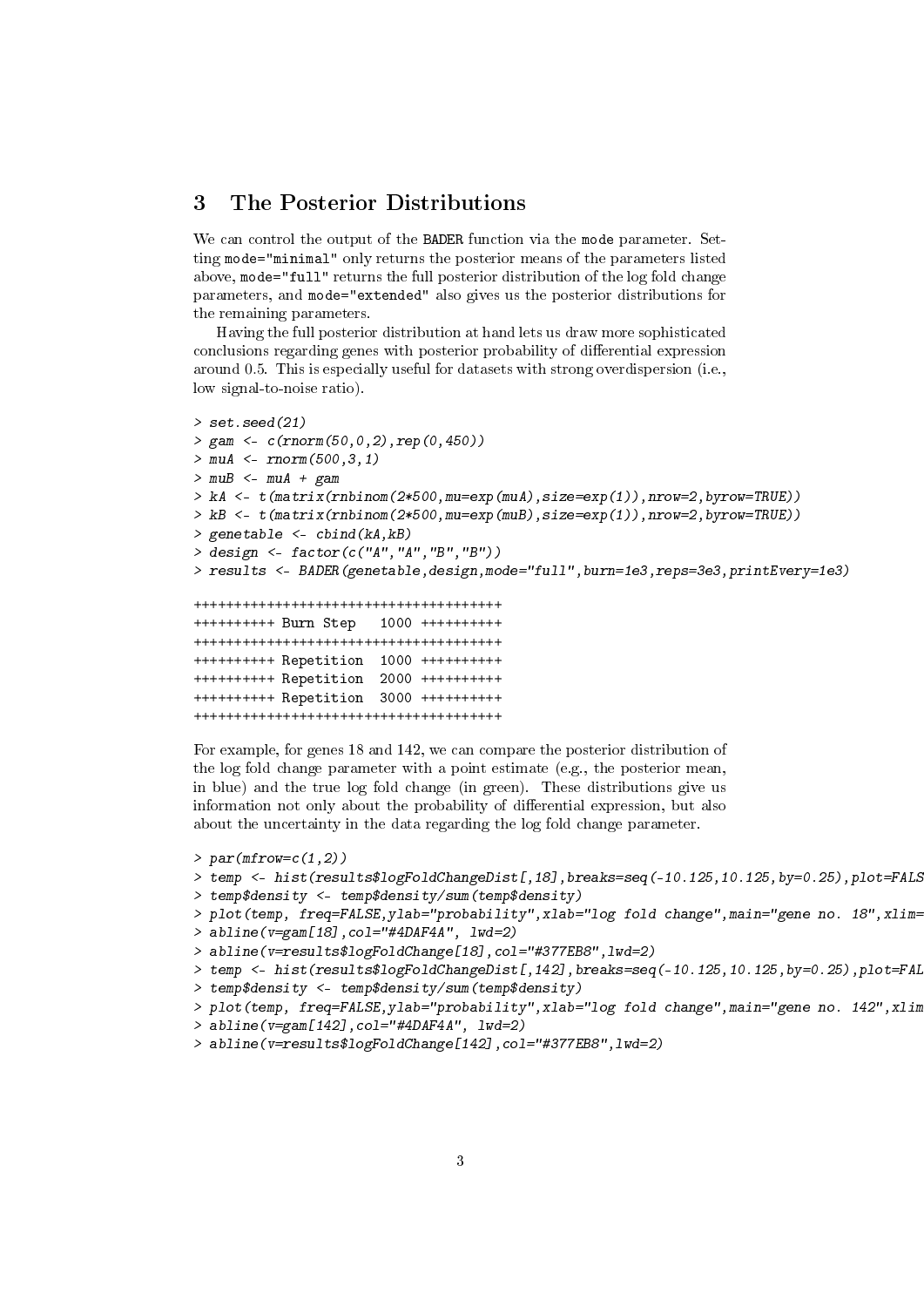## 3 The Posterior Distributions

We can control the output of the BADER function via the mode parameter. Setting mode="minimal" only returns the posterior means of the parameters listed above, mode="full" returns the full posterior distribution of the log fold change parameters, and mode="extended" also gives us the posterior distributions for the remaining parameters.

Having the full posterior distribution at hand lets us draw more sophisticated conclusions regarding genes with posterior probability of differential expression around 0.5. This is especially useful for datasets with strong overdispersion (i.e., low signal-to-noise ratio).

```
> set.seed(21)
> gam <- c(rnorm(50,0,2),rep(0,450))
> muA <- rnorm(500,3,1)
> muB <- muA + gam
> kA <- t(matrix(rnbinom(2*500,mu=exp(muA),size=exp(1)),nrow=2,byrow=TRUE))
> kB <- t(matrix(rnbinom(2*500,mu=exp(muB),size=exp(1)),nrow=2,byrow=TRUE))
> genetable <- cbind(kA,kB)
> design <- factor(c("A","A","B","B"))
> results <- BADER(genetable,design,mode="full",burn=1e3,reps=3e3,printEvery=1e3)

++++++++++++++++++++++++++++++++++++++
++++++++++ Burn Step   1000 ++++++++++
++++++++++++++++++++++++++++++++++++++
++++++++++ Repetition  1000 ++++++++++
++++++++++ Repetition  2000 ++++++++++
++++++++++ Repetition  3000 ++++++++++
++++++++++++++++++++++++++++++++++++++
```

For example, for genes 18 and 142, we can compare the posterior distribution of the log fold change parameter with a point estimate (e.g., the posterior mean, in blue) and the true log fold change (in green). These distributions give us information not only about the probability of differential expression, but also about the uncertainty in the data regarding the log fold change parameter.

```
> par(mfrow=c(1,2))
> temp <- hist(results$logFoldChangeDist[,18],breaks=seq(-10.125,10.125,by=0.25),plot=FALS
> temp$density <- temp$density/sum(temp$density)
> plot(temp, freq=FALSE,ylab="probability",xlab="log fold change",main="gene no. 18",xlim=
> abline(v=gam[18],col="#4DAF4A", lwd=2)
> abline(v=results$logFoldChange[18],col="#377EB8",lwd=2)
> temp <- hist(results$logFoldChangeDist[,142],breaks=seq(-10.125,10.125,by=0.25),plot=FAL
> temp$density <- temp$density/sum(temp$density)
> plot(temp, freq=FALSE,ylab="probability",xlab="log fold change",main="gene no. 142",xlim
> abline(v=gam[142],col="#4DAF4A", lwd=2)
> abline(v=results$logFoldChange[142],col="#377EB8",lwd=2)
```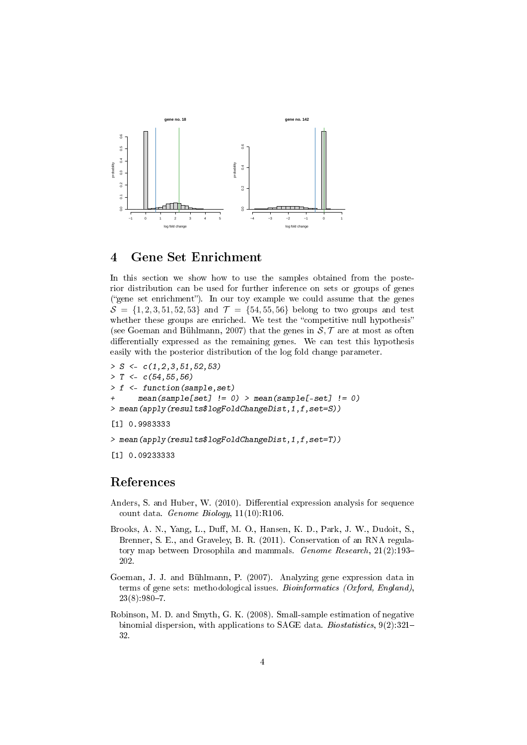gene no. 18

probability

0.0
0.1
0.2
0.3
0.4
0.5
0.6

−1 0 1 2 3 4 5

log fold change

gene no. 142

probability

0.0
0.2
0.4
0.6

−4 −3 −2 −1 0 1

log fold change

## 4 Gene Set Enrichment

In this section we show how to use the samples obtained from the posterior distribution can be used for further inference on sets or groups of genes ("gene set enrichment"). In our toy example we could assume that the genes $\mathcal{S} = \{1, 2, 3, 51, 52, 53\}$ and $\mathcal{T} = \{54, 55, 56\}$ belong to two groups and test whether these groups are enriched. We test the "competitive null hypothesis" (see Goeman and Bühlmann, 2007) that the genes in $\mathcal{S}, \mathcal{T}$ are at most as often differentially expressed as the remaining genes. We can test this hypothesis easily with the posterior distribution of the log fold change parameter.

```
> S <- c(1,2,3,51,52,53)
> T <- c(54,55,56)
> f <- function(sample,set)
+     mean(sample[set] != 0) > mean(sample[-set] != 0)
> mean(apply(results$logFoldChangeDist,1,f,set=S))

[1] 0.9983333

> mean(apply(results$logFoldChangeDist,1,f,set=T))

[1] 0.09233333
```

## References

Anders, S. and Huber, W. (2010). Differential expression analysis for sequence count data. *Genome Biology*, 11(10):R106.

Brooks, A. N., Yang, L., Duff, M. O., Hansen, K. D., Park, J. W., Dudoit, S., Brenner, S. E., and Graveley, B. R. (2011). Conservation of an RNA regulatory map between Drosophila and mammals. *Genome Research*, 21(2):193–202.

Goeman, J. J. and Bühlmann, P. (2007). Analyzing gene expression data in terms of gene sets: methodological issues. *Bioinformatics (Oxford, England)*, 23(8):980–7.

Robinson, M. D. and Smyth, G. K. (2008). Small-sample estimation of negative binomial dispersion, with applications to SAGE data. *Biostatistics*, 9(2):321–32.